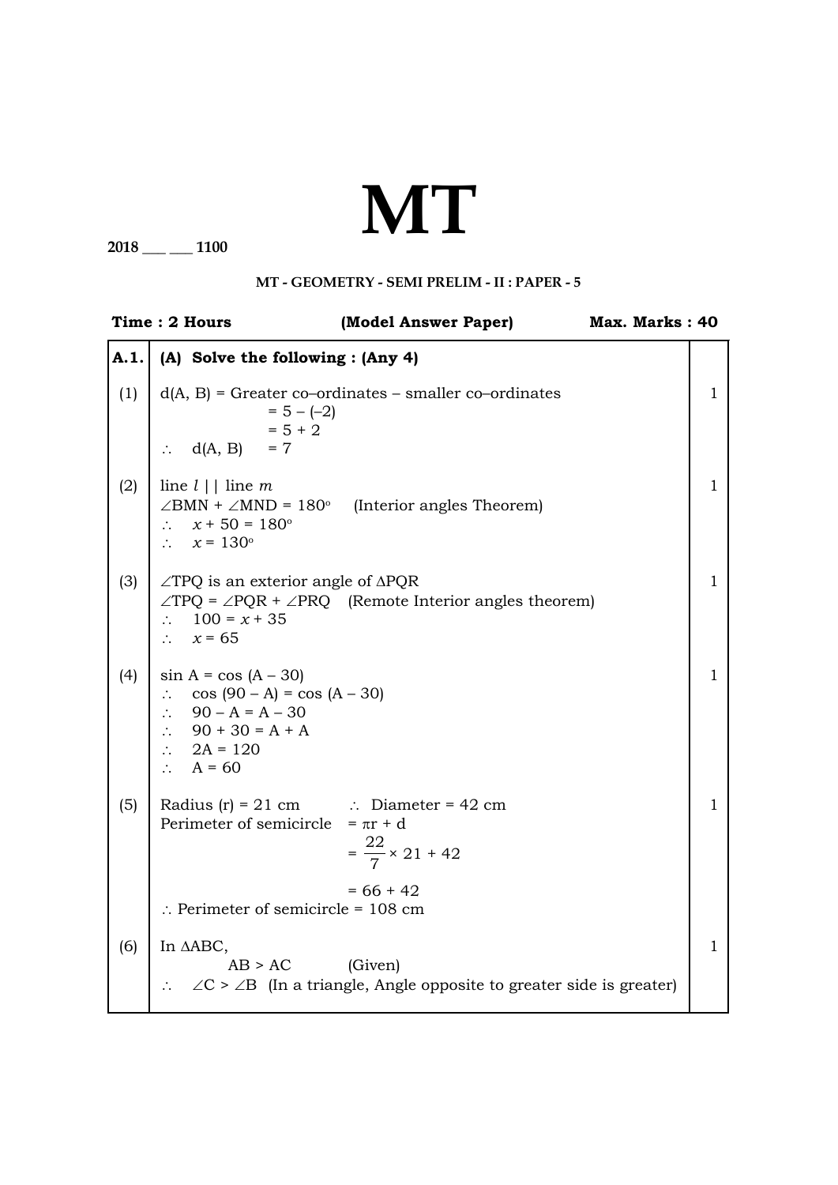# MT

**2018 ___ ___ 1100**

**MT - GEOMETRY - SEMI PRELIM - II : PAPER - 5**

**Time : 2 Hours** **(Model Answer Paper)** **Max. Marks : 40**

| | | |
|---|---|---|
| **A.1.** | **(A) Solve the following : (Any 4)** | |
| (1) | d(A, B) = Greater co–ordinates – smaller co–ordinates<br>= 5 – (–2)<br>= 5 + 2<br>$\therefore$ d(A, B) = 7 | 1 |
| (2) | line $l$ \|\| line $m$<br>$\angle$BMN + $\angle$MND = $180^\circ$ (Interior angles Theorem)<br>$\therefore$ $x + 50 = 180^\circ$<br>$\therefore$ $x = 130^\circ$ | 1 |
| (3) | $\angle$TPQ is an exterior angle of $\Delta$PQR<br>$\angle$TPQ = $\angle$PQR + $\angle$PRQ (Remote Interior angles theorem)<br>$\therefore$ $100 = x + 35$<br>$\therefore$ $x = 65$ | 1 |
| (4) | sin A = cos (A – 30)<br>$\therefore$ cos (90 – A) = cos (A – 30)<br>$\therefore$ 90 – A = A – 30<br>$\therefore$ 90 + 30 = A + A<br>$\therefore$ 2A = 120<br>$\therefore$ A = 60 | 1 |
| (5) | Radius (r) = 21 cm $\therefore$ Diameter = 42 cm<br>Perimeter of semicircle $= \pi r + d$<br>$= \frac{22}{7} \times 21 + 42$<br>$= 66 + 42$<br>$\therefore$ Perimeter of semicircle = 108 cm | 1 |
| (6) | In $\Delta$ABC,<br>AB > AC (Given)<br>$\therefore$ $\angle$C > $\angle$B (In a triangle, Angle opposite to greater side is greater) | 1 |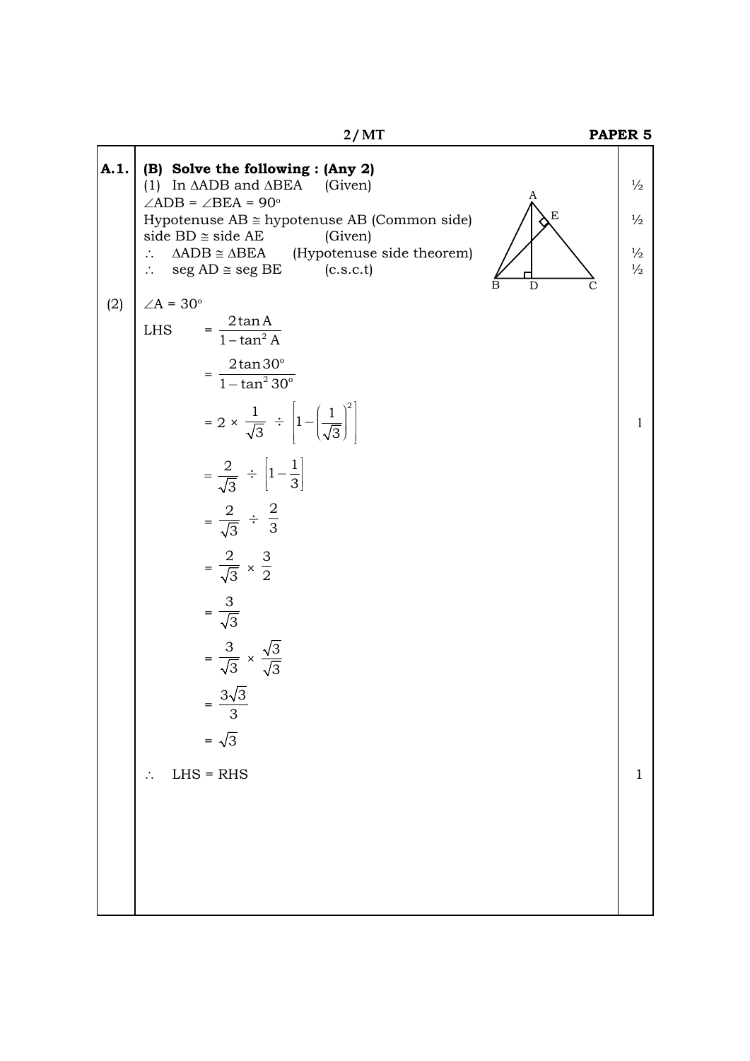**A.1. (B) Solve the following : (Any 2)**

(1) In $\Delta ADB$ and $\Delta BEA$ (Given)

$\angle ADB = \angle BEA = 90^\circ$ ½

Hypotenuse AB $\cong$ hypotenuse AB (Common side) ½

side BD $\cong$ side AE (Given)

$\therefore$ $\Delta ADB \cong \Delta BEA$ (Hypotenuse side theorem) ½

$\therefore$ seg AD $\cong$ seg BE (c.s.c.t) ½

(2) $\angle A = 30^\circ$

$$\text{LHS} = \frac{2\tan A}{1 - \tan^2 A}$$

$$= \frac{2\tan 30^\circ}{1 - \tan^2 30^\circ}$$

$$= 2 \times \frac{1}{\sqrt{3}} \div \left[1 - \left(\frac{1}{\sqrt{3}}\right)^2\right] \quad 1$$

$$= \frac{2}{\sqrt{3}} \div \left[1 - \frac{1}{3}\right]$$

$$= \frac{2}{\sqrt{3}} \div \frac{2}{3}$$

$$= \frac{2}{\sqrt{3}} \times \frac{3}{2}$$

$$= \frac{3}{\sqrt{3}}$$

$$= \frac{3}{\sqrt{3}} \times \frac{\sqrt{3}}{\sqrt{3}}$$

$$= \frac{3\sqrt{3}}{3}$$

$$= \sqrt{3}$$

$\therefore$ LHS = RHS 1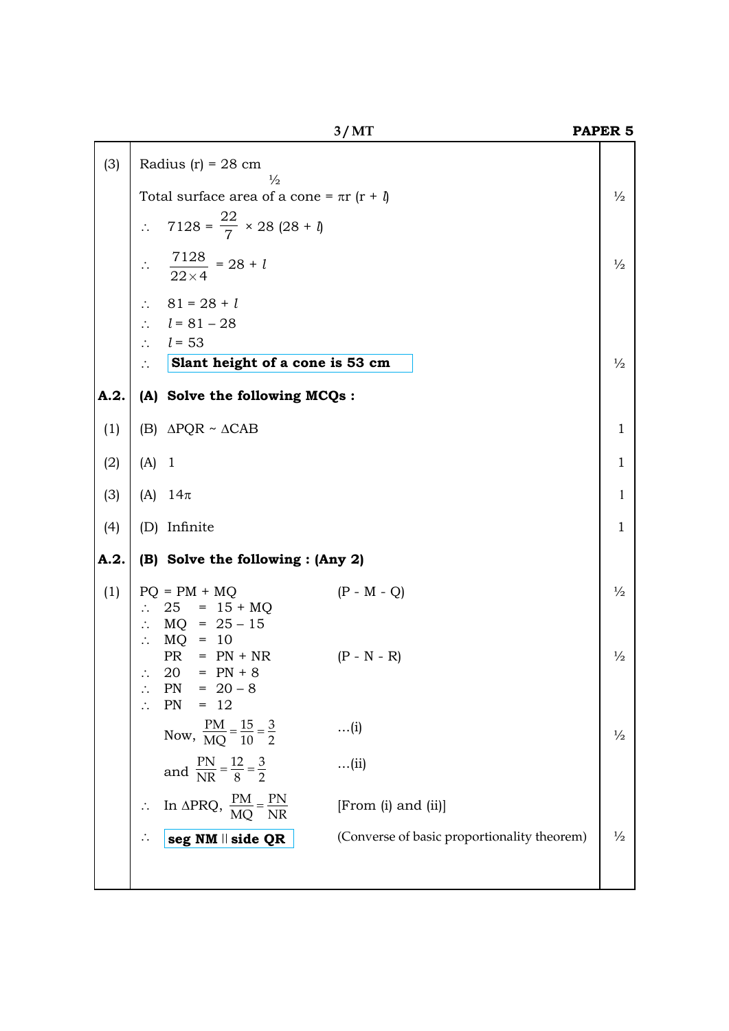(3) Radius (r) = 28 cm ½

Total surface area of a cone = $\pi r (r + l)$ ½

$\therefore \quad 7128 = \frac{22}{7} \times 28 (28 + l)$

$\therefore \quad \frac{7128}{22 \times 4} = 28 + l$ ½

$\therefore \quad 81 = 28 + l$

$\therefore \quad l = 81 - 28$

$\therefore \quad l = 53$

$\therefore$ **Slant height of a cone is 53 cm** ½

**A.2. (A) Solve the following MCQs :**

(1) (B) $\Delta PQR \sim \Delta CAB$ 1

(2) (A) 1 1

(3) (A) $14\pi$ 1

(4) (D) Infinite 1

**A.2. (B) Solve the following : (Any 2)**

(1) PQ = PM + MQ (P - M - Q) ½

$\therefore \quad 25 = 15 + MQ$

$\therefore \quad MQ = 25 - 15$

$\therefore \quad MQ = 10$

PR = PN + NR (P - N - R) ½

$\therefore \quad 20 = PN + 8$

$\therefore \quad PN = 20 - 8$

$\therefore \quad PN = 12$

Now, $\frac{PM}{MQ} = \frac{15}{10} = \frac{3}{2}$ ...(i) ½

and $\frac{PN}{NR} = \frac{12}{8} = \frac{3}{2}$ ...(ii)

$\therefore$ In $\Delta PQR$, $\frac{PM}{MQ} = \frac{PN}{NR}$ [From (i) and (ii)]

$\therefore$ **seg NM || side QR** (Converse of basic proportionality theorem) ½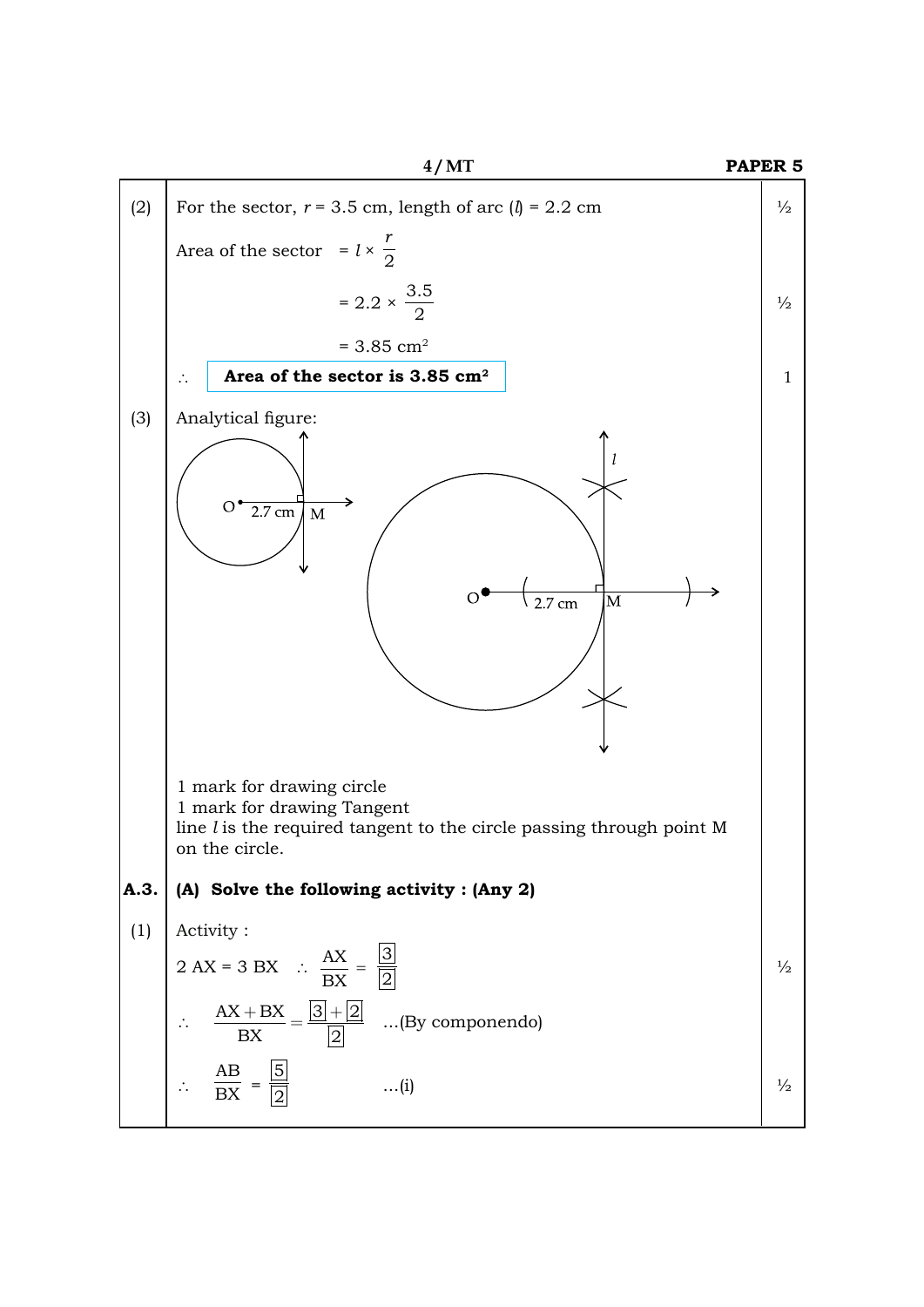(2) For the sector, $r$ = 3.5 cm, length of arc ($l$) = 2.2 cm ½

Area of the sector $= l \times \frac{r}{2}$

$= 2.2 \times \frac{3.5}{2}$ ½

$= 3.85 \text{ cm}^2$

$\therefore$ **Area of the sector is 3.85 cm²** 1

(3) Analytical figure:

1 mark for drawing circle
1 mark for drawing Tangent
line $l$ is the required tangent to the circle passing through point M on the circle.

**A.3. (A) Solve the following activity : (Any 2)**

(1) Activity :

$2 \text{ AX} = 3 \text{ BX} \quad \therefore \frac{\text{AX}}{\text{BX}} = \frac{\boxed{3}}{\boxed{2}}$ ½

$\therefore \frac{\text{AX} + \text{BX}}{\text{BX}} = \frac{\boxed{3} + \boxed{2}}{\boxed{2}}$ ...(By componendo)

$\therefore \frac{\text{AB}}{\text{BX}} = \frac{\boxed{5}}{\boxed{2}}$ ...(i) ½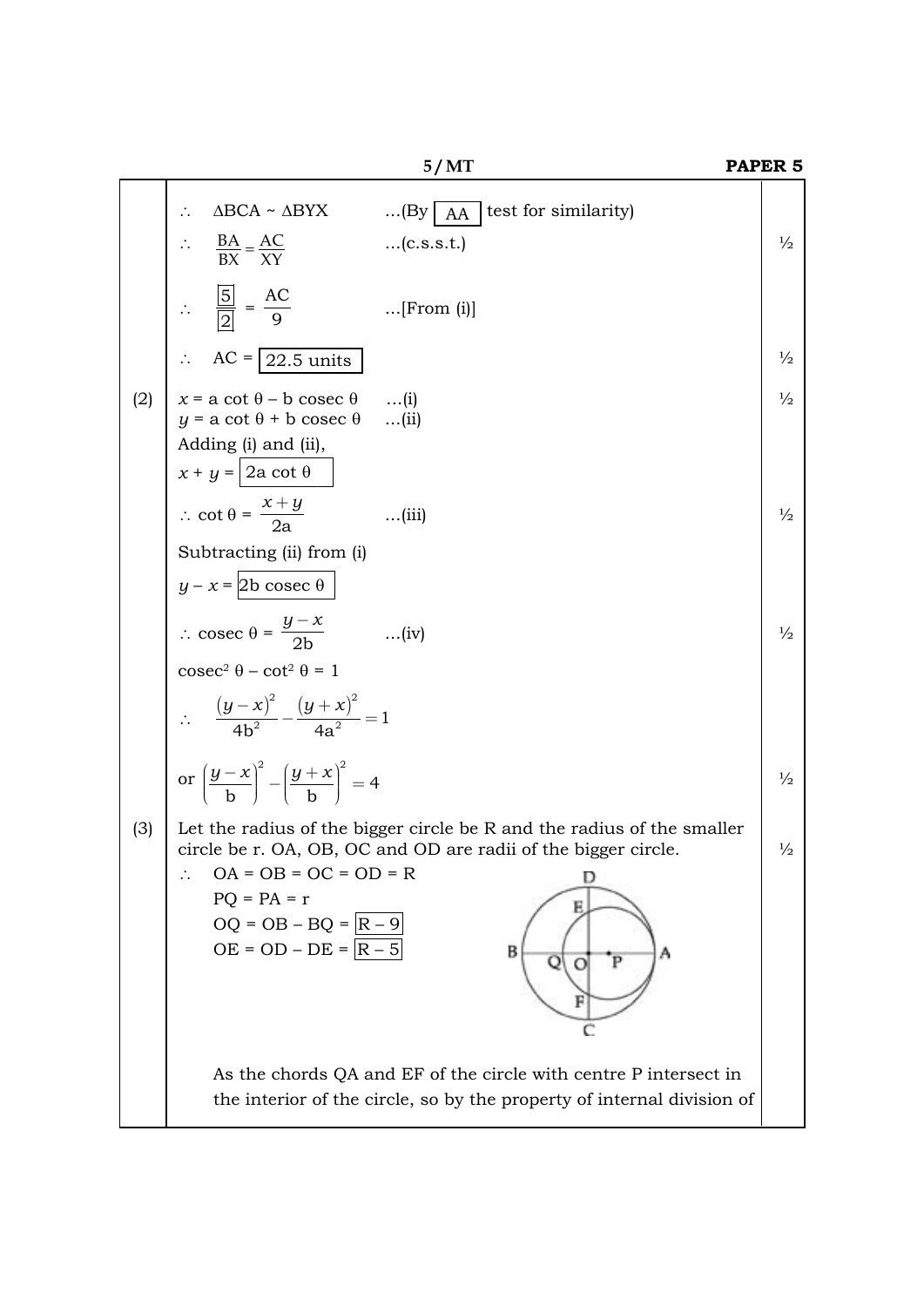$\therefore$ $\Delta BCA \sim \Delta BYX$ ...(By AA test for similarity)

$\therefore$ $\frac{BA}{BX} = \frac{AC}{XY}$ ...(c.s.s.t.) ½

$\therefore$ $\frac{5}{2} = \frac{AC}{9}$ ...[From (i)]

$\therefore$ AC = 22.5 units ½

(2) $x = a \cot \theta - b \operatorname{cosec} \theta$ ...(i) ½

$y = a \cot \theta + b \operatorname{cosec} \theta$ ...(ii)

Adding (i) and (ii),

$x + y = 2a \cot \theta$

$\therefore \cot \theta = \frac{x+y}{2a}$ ...(iii) ½

Subtracting (ii) from (i)

$y - x = 2b \operatorname{cosec} \theta$

$\therefore \operatorname{cosec} \theta = \frac{y-x}{2b}$ ...(iv) ½

$\operatorname{cosec}^2 \theta - \cot^2 \theta = 1$

$$\therefore \quad \frac{(y-x)^2}{4b^2} - \frac{(y+x)^2}{4a^2} = 1$$

$$\text{or } \left(\frac{y-x}{b}\right)^2 - \left(\frac{y+x}{b}\right)^2 = 4$$ ½

(3) Let the radius of the bigger circle be R and the radius of the smaller circle be r. OA, OB, OC and OD are radii of the bigger circle. ½

$\therefore$ OA = OB = OC = OD = R

PQ = PA = r

OQ = OB – BQ = R – 9

OE = OD – DE = R – 5

As the chords QA and EF of the circle with centre P intersect in the interior of the circle, so by the property of internal division of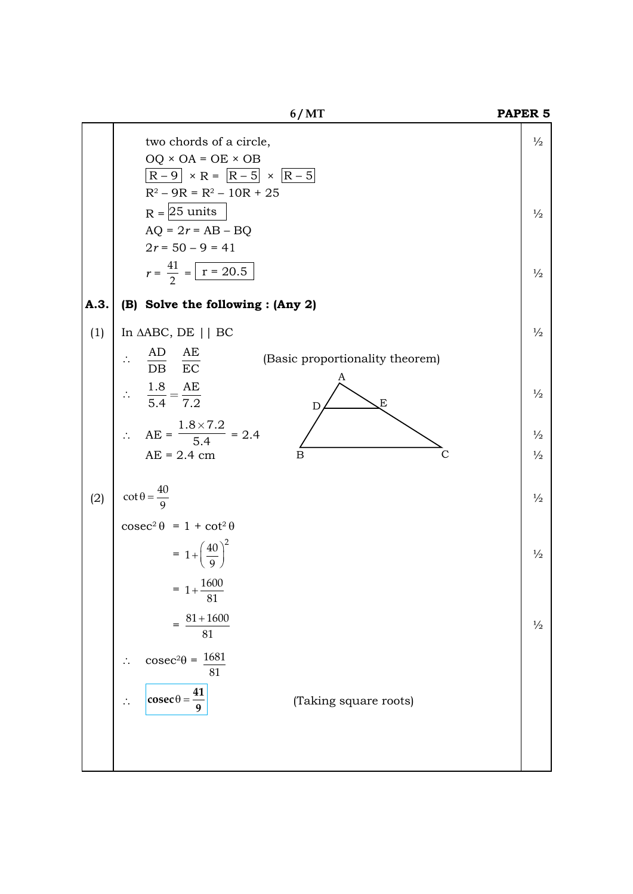two chords of a circle, ½

OQ × OA = OE × OB

$\boxed{R-9} \times R = \boxed{R-5} \times \boxed{R-5}$

$R^2 - 9R = R^2 - 10R + 25$

$R = \boxed{25 \text{ units}}$ ½

AQ = $2r$ = AB – BQ

$2r = 50 - 9 = 41$

$r = \frac{41}{2} = \boxed{r = 20.5}$ ½

**A.3. (B) Solve the following : (Any 2)**

(1) In ΔABC, DE || BC ½

$\therefore \frac{AD}{DB} \quad \frac{AE}{EC}$ (Basic proportionality theorem)

$\therefore \frac{1.8}{5.4} = \frac{AE}{7.2}$ ½

$\therefore AE = \frac{1.8 \times 7.2}{5.4} = 2.4$ ½

AE = 2.4 cm ½

(2) $\cot\theta = \frac{40}{9}$ ½

$\text{cosec}^2\theta = 1 + \cot^2\theta$

$= 1 + \left(\frac{40}{9}\right)^2$ ½

$= 1 + \frac{1600}{81}$

$= \frac{81 + 1600}{81}$ ½

$\therefore \text{cosec}^2\theta = \frac{1681}{81}$

$\therefore \boxed{\text{cosec}\,\theta = \frac{41}{9}}$ (Taking square roots)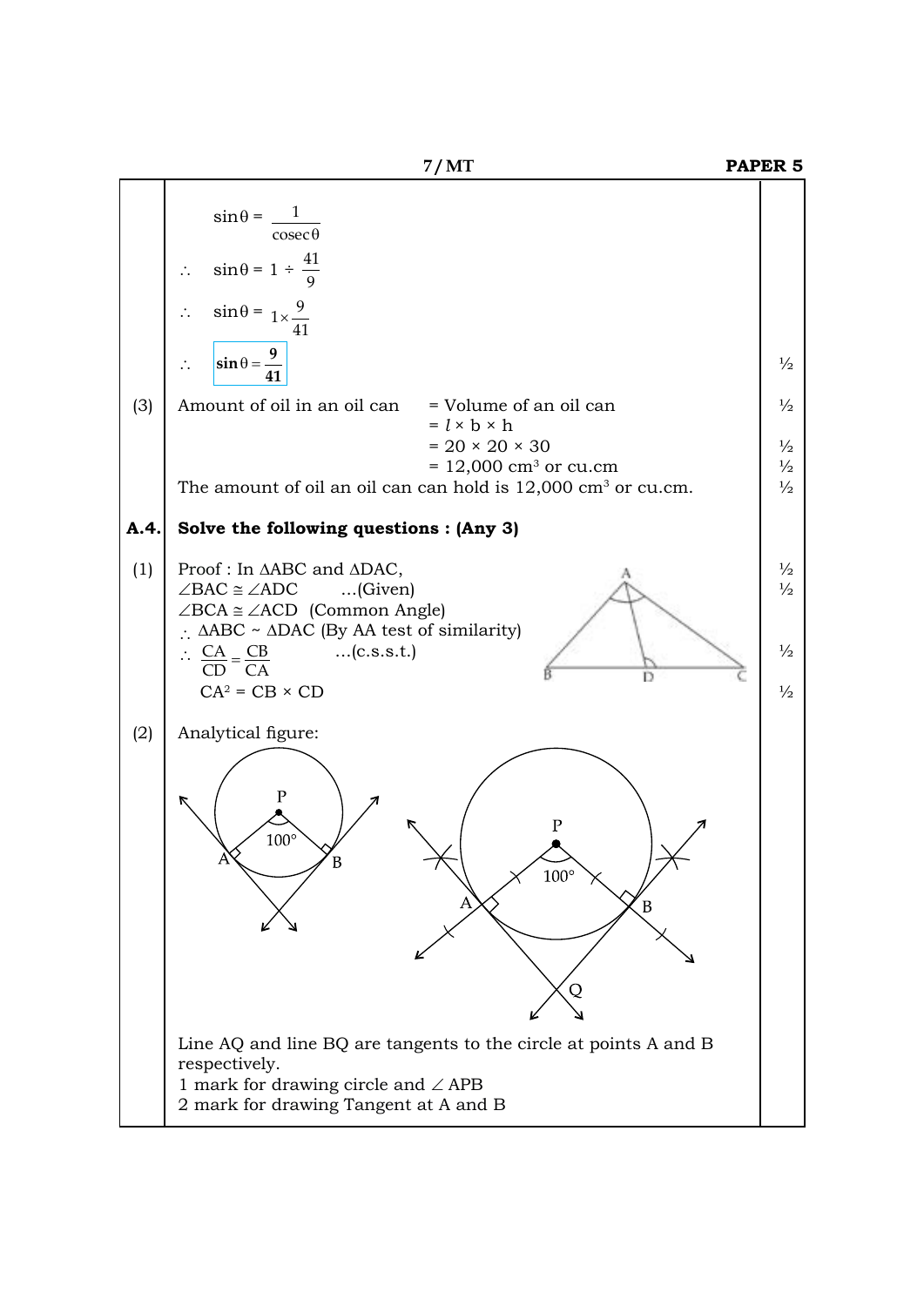$$\sin\theta = \frac{1}{\text{cosec}\,\theta}$$

$\therefore$ $\sin\theta = 1 \div \frac{41}{9}$

$\therefore$ $\sin\theta = 1 \times \frac{9}{41}$

$\therefore$ $\boxed{\sin\theta = \frac{9}{41}}$ ½

(3) Amount of oil in an oil can = Volume of an oil can ½

= $l \times b \times h$

= $20 \times 20 \times 30$ ½

= $12{,}000\ \text{cm}^3$ or cu.cm ½

The amount of oil an oil can can hold is $12{,}000\ \text{cm}^3$ or cu.cm. ½

**A.4. Solve the following questions : (Any 3)**

(1) Proof : In $\Delta ABC$ and $\Delta DAC$, ½

$\angle BAC \cong \angle ADC$ ...(Given) ½

$\angle BCA \cong \angle ACD$ (Common Angle)

$\therefore$ $\Delta ABC \sim \Delta DAC$ (By AA test of similarity)

$\therefore$ $\frac{CA}{CD} = \frac{CB}{CA}$ ...(c.s.s.t.) ½

$CA^2 = CB \times CD$ ½

(2) Analytical figure:

Line AQ and line BQ are tangents to the circle at points A and B respectively.

1 mark for drawing circle and $\angle APB$

2 mark for drawing Tangent at A and B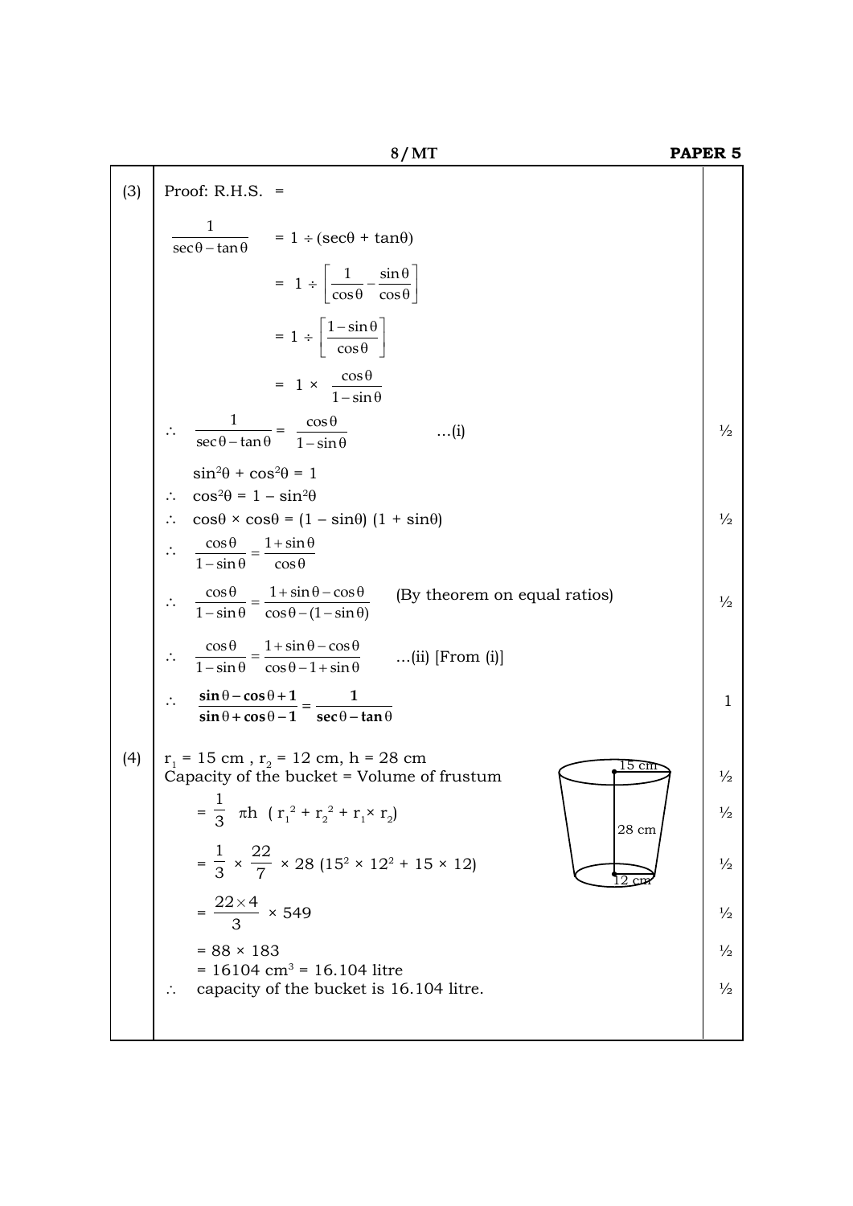(3) Proof: R.H.S. =

$\frac{1}{\sec\theta - \tan\theta}$ $= 1 \div (\sec\theta + \tan\theta)$

$= 1 \div \left[\frac{1}{\cos\theta} - \frac{\sin\theta}{\cos\theta}\right]$

$= 1 \div \left[\frac{1-\sin\theta}{\cos\theta}\right]$

$= 1 \times \frac{\cos\theta}{1-\sin\theta}$

$\therefore \quad \frac{1}{\sec\theta - \tan\theta} = \frac{\cos\theta}{1-\sin\theta}$ ...(i) ½

$\sin^2\theta + \cos^2\theta = 1$

$\therefore \quad \cos^2\theta = 1 - \sin^2\theta$

$\therefore \quad \cos\theta \times \cos\theta = (1 - \sin\theta)(1 + \sin\theta)$ ½

$\therefore \quad \frac{\cos\theta}{1-\sin\theta} = \frac{1+\sin\theta}{\cos\theta}$

$\therefore \quad \frac{\cos\theta}{1-\sin\theta} = \frac{1+\sin\theta-\cos\theta}{\cos\theta-(1-\sin\theta)}$ (By theorem on equal ratios) ½

$\therefore \quad \frac{\cos\theta}{1-\sin\theta} = \frac{1+\sin\theta-\cos\theta}{\cos\theta-1+\sin\theta}$ ...(ii) [From (i)]

$\therefore \quad \mathbf{\frac{\sin\theta-\cos\theta+1}{\sin\theta+\cos\theta-1} = \frac{1}{\sec\theta-\tan\theta}}$ 1

(4) $r_1 = 15$ cm , $r_2 = 12$ cm, $h = 28$ cm

Capacity of the bucket = Volume of frustum ½

$= \frac{1}{3} \pi h \ (r_1^2 + r_2^2 + r_1 \times r_2)$ ½

$= \frac{1}{3} \times \frac{22}{7} \times 28 \ (15^2 \times 12^2 + 15 \times 12)$ ½

$= \frac{22 \times 4}{3} \times 549$ ½

$= 88 \times 183$ ½

$= 16104 \text{ cm}^3 = 16.104$ litre

$\therefore$ capacity of the bucket is 16.104 litre. ½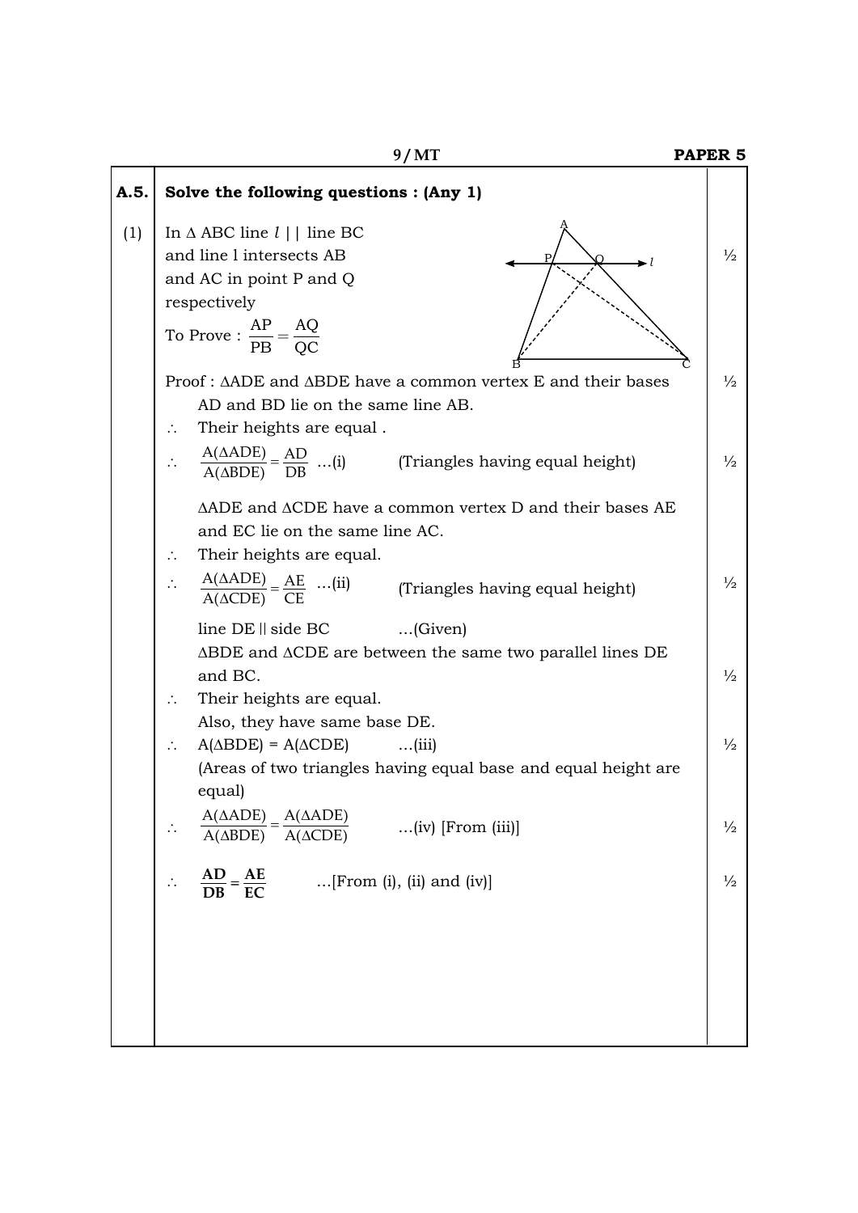**PAPER 5**

## A.5. Solve the following questions : (Any 1)

(1) In $\Delta$ ABC line $l$ || line BC and line l intersects AB and AC in point P and Q respectively ½

To Prove : $\frac{AP}{PB} = \frac{AQ}{QC}$

Proof : $\Delta$ADE and $\Delta$BDE have a common vertex E and their bases AD and BD lie on the same line AB. ½

$\therefore$ Their heights are equal .

$\therefore$ $\frac{A(\Delta ADE)}{A(\Delta BDE)} = \frac{AD}{DB}$ ...(i) (Triangles having equal height) ½

$\Delta$ADE and $\Delta$CDE have a common vertex D and their bases AE and EC lie on the same line AC.

$\therefore$ Their heights are equal.

$\therefore$ $\frac{A(\Delta ADE)}{A(\Delta CDE)} = \frac{AE}{CE}$ ...(ii) (Triangles having equal height) ½

line DE || side BC ...(Given)

$\Delta$BDE and $\Delta$CDE are between the same two parallel lines DE and BC. ½

$\therefore$ Their heights are equal.

Also, they have same base DE.

$\therefore$ A($\Delta$BDE) = A($\Delta$CDE) ...(iii) ½

(Areas of two triangles having equal base and equal height are equal)

$\therefore$ $\frac{A(\Delta ADE)}{A(\Delta BDE)} = \frac{A(\Delta ADE)}{A(\Delta CDE)}$ ...(iv) [From (iii)] ½

$\therefore$ $\mathbf{\frac{AD}{DB} = \frac{AE}{EC}}$ ...[From (i), (ii) and (iv)] ½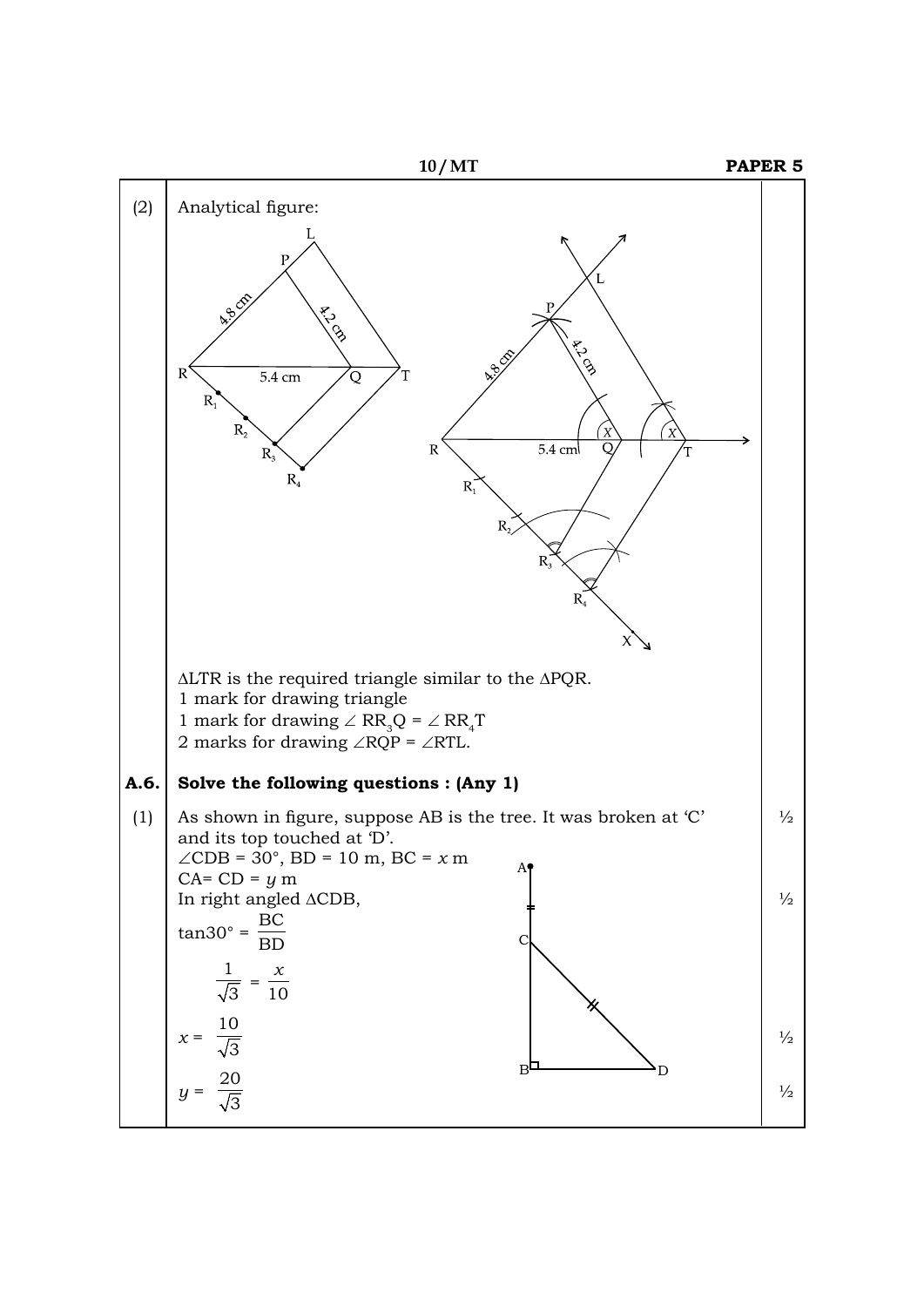(2) Analytical figure:

ΔLTR is the required triangle similar to the ΔPQR.

1 mark for drawing triangle

1 mark for drawing $\angle RR_3Q = \angle RR_4T$

2 marks for drawing $\angle RQP = \angle RTL$.

**A.6. Solve the following questions : (Any 1)**

(1) As shown in figure, suppose AB is the tree. It was broken at 'C' and its top touched at 'D'. ½

$\angle CDB = 30°$, BD = 10 m, BC = $x$ m

CA= CD = $y$ m

In right angled ΔCDB, ½

$$\tan 30° = \frac{BC}{BD}$$

$$\frac{1}{\sqrt{3}} = \frac{x}{10}$$

$$x = \frac{10}{\sqrt{3}}$$ ½

$$y = \frac{20}{\sqrt{3}}$$ ½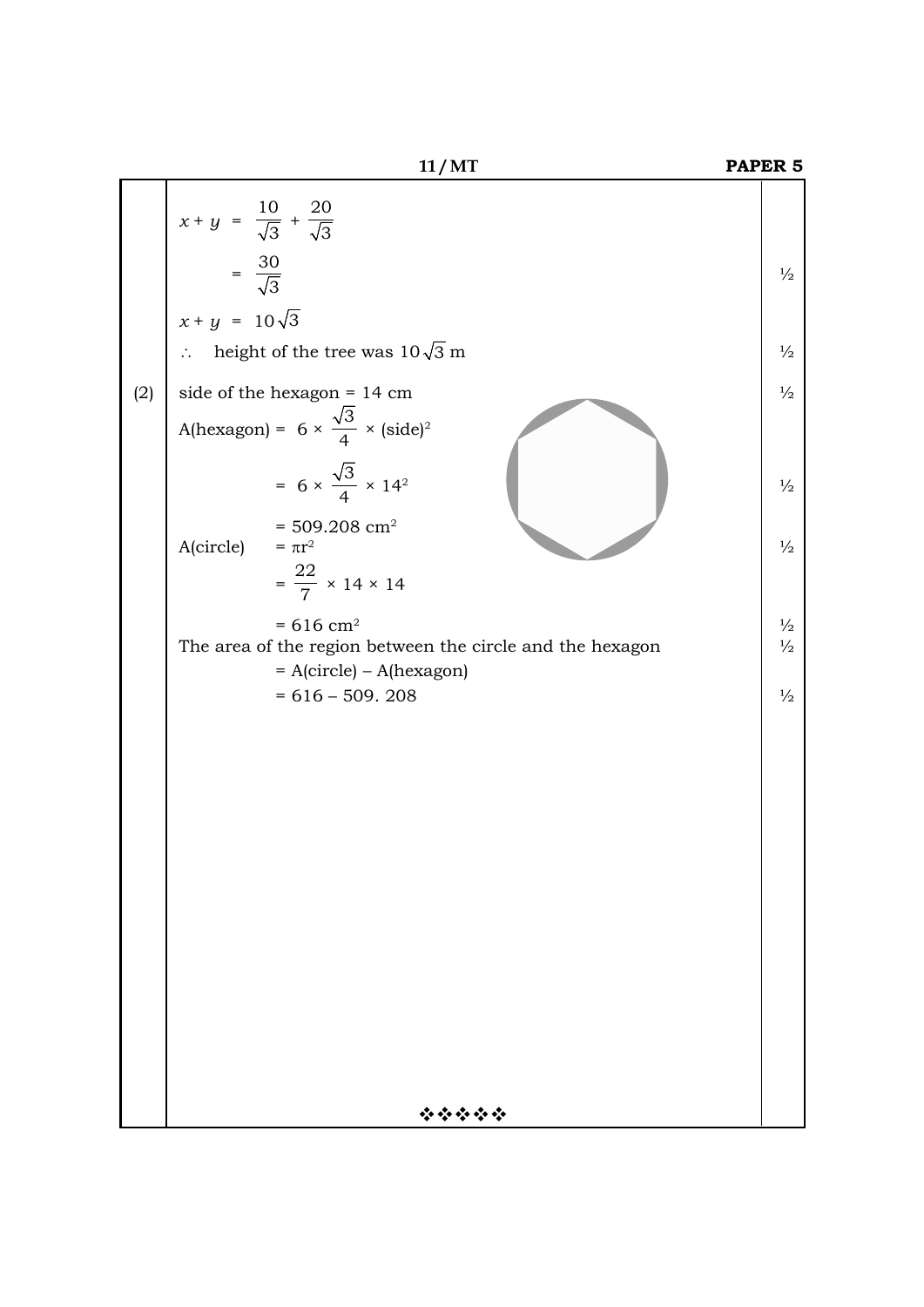$x + y = \frac{10}{\sqrt{3}} + \frac{20}{\sqrt{3}}$

$= \frac{30}{\sqrt{3}}$ ½

$x + y = 10\sqrt{3}$

$\therefore$ height of the tree was $10\sqrt{3}$ m ½

(2) side of the hexagon = 14 cm ½

A(hexagon) = $6 \times \frac{\sqrt{3}}{4} \times (\text{side})^2$

$= 6 \times \frac{\sqrt{3}}{4} \times 14^2$ ½

$= 509.208 \text{ cm}^2$

A(circle) $= \pi r^2$ ½

$= \frac{22}{7} \times 14 \times 14$

$= 616 \text{ cm}^2$ ½

The area of the region between the circle and the hexagon ½

= A(circle) – A(hexagon)

= 616 – 509. 208 ½

❖❖❖❖❖